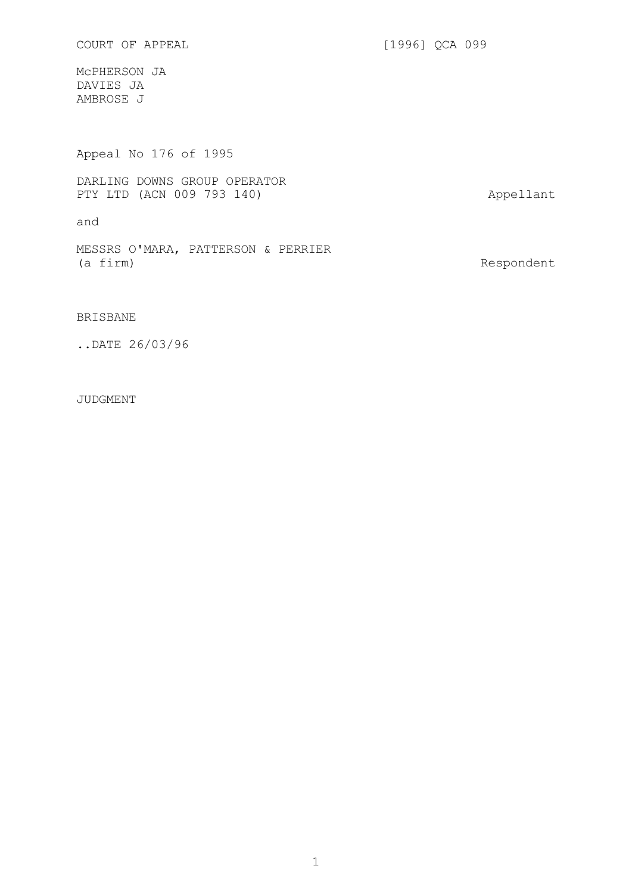COURT OF APPEAL [1996] QCA 099

McPHERSON JA
DAVIES JA
AMBROSE J

Appeal No 176 of 1995

DARLING DOWNS GROUP OPERATOR PTY LTD (ACN 009 793 140) Appellant

and

MESSRS O'MARA, PATTERSON & PERRIER (a firm) Respondent

BRISBANE

..DATE 26/03/96

JUDGMENT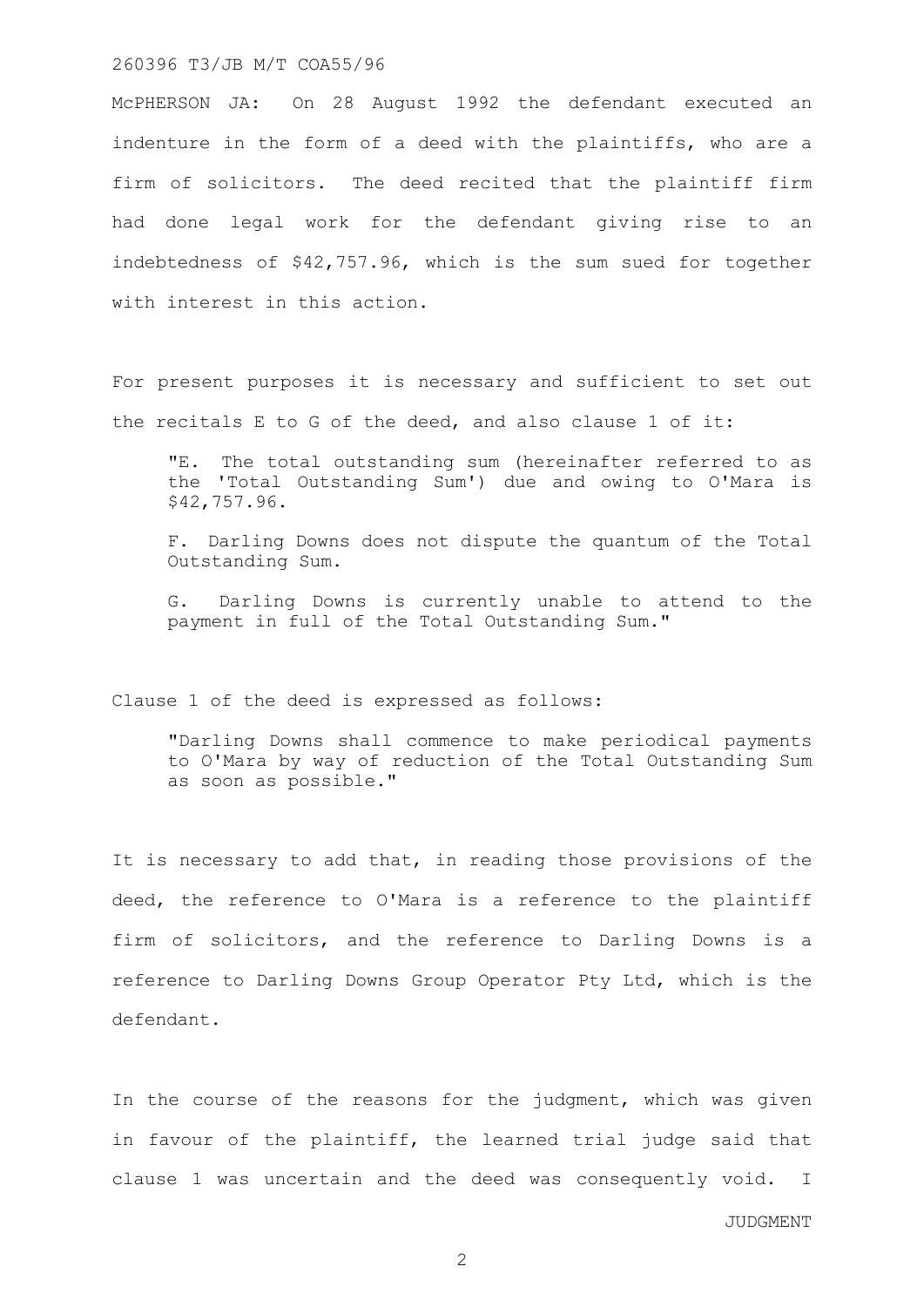McPHERSON JA: On 28 August 1992 the defendant executed an indenture in the form of a deed with the plaintiffs, who are a firm of solicitors. The deed recited that the plaintiff firm had done legal work for the defendant giving rise to an indebtedness of $42,757.96, which is the sum sued for together with interest in this action.

For present purposes it is necessary and sufficient to set out the recitals E to G of the deed, and also clause 1 of it:

> "E. The total outstanding sum (hereinafter referred to as the 'Total Outstanding Sum') due and owing to O'Mara is $42,757.96.
>
> F. Darling Downs does not dispute the quantum of the Total Outstanding Sum.
>
> G. Darling Downs is currently unable to attend to the payment in full of the Total Outstanding Sum."

Clause 1 of the deed is expressed as follows:

> "Darling Downs shall commence to make periodical payments to O'Mara by way of reduction of the Total Outstanding Sum as soon as possible."

It is necessary to add that, in reading those provisions of the deed, the reference to O'Mara is a reference to the plaintiff firm of solicitors, and the reference to Darling Downs is a reference to Darling Downs Group Operator Pty Ltd, which is the defendant.

In the course of the reasons for the judgment, which was given in favour of the plaintiff, the learned trial judge said that clause 1 was uncertain and the deed was consequently void. I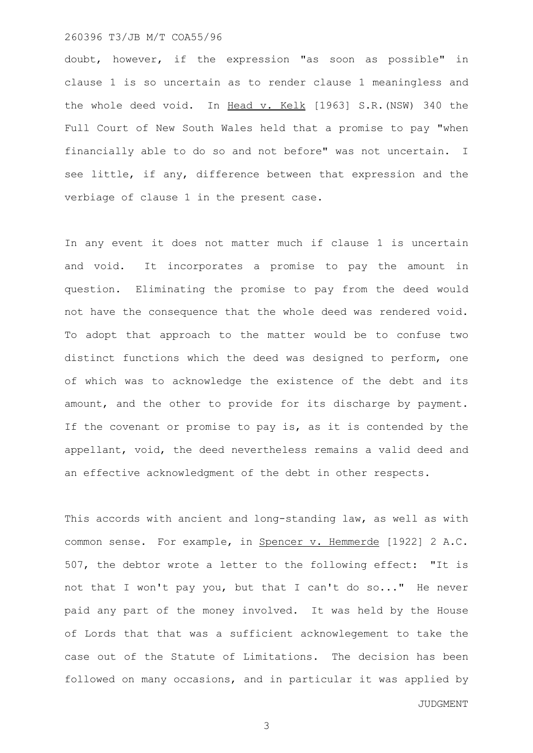doubt, however, if the expression "as soon as possible" in clause 1 is so uncertain as to render clause 1 meaningless and the whole deed void. In Head v. Kelk [1963] S.R.(NSW) 340 the Full Court of New South Wales held that a promise to pay "when financially able to do so and not before" was not uncertain. I see little, if any, difference between that expression and the verbiage of clause 1 in the present case.

In any event it does not matter much if clause 1 is uncertain and void. It incorporates a promise to pay the amount in question. Eliminating the promise to pay from the deed would not have the consequence that the whole deed was rendered void. To adopt that approach to the matter would be to confuse two distinct functions which the deed was designed to perform, one of which was to acknowledge the existence of the debt and its amount, and the other to provide for its discharge by payment. If the covenant or promise to pay is, as it is contended by the appellant, void, the deed nevertheless remains a valid deed and an effective acknowledgment of the debt in other respects.

This accords with ancient and long-standing law, as well as with common sense. For example, in Spencer v. Hemmerde [1922] 2 A.C. 507, the debtor wrote a letter to the following effect: "It is not that I won't pay you, but that I can't do so..." He never paid any part of the money involved. It was held by the House of Lords that that was a sufficient acknowlegement to take the case out of the Statute of Limitations. The decision has been followed on many occasions, and in particular it was applied by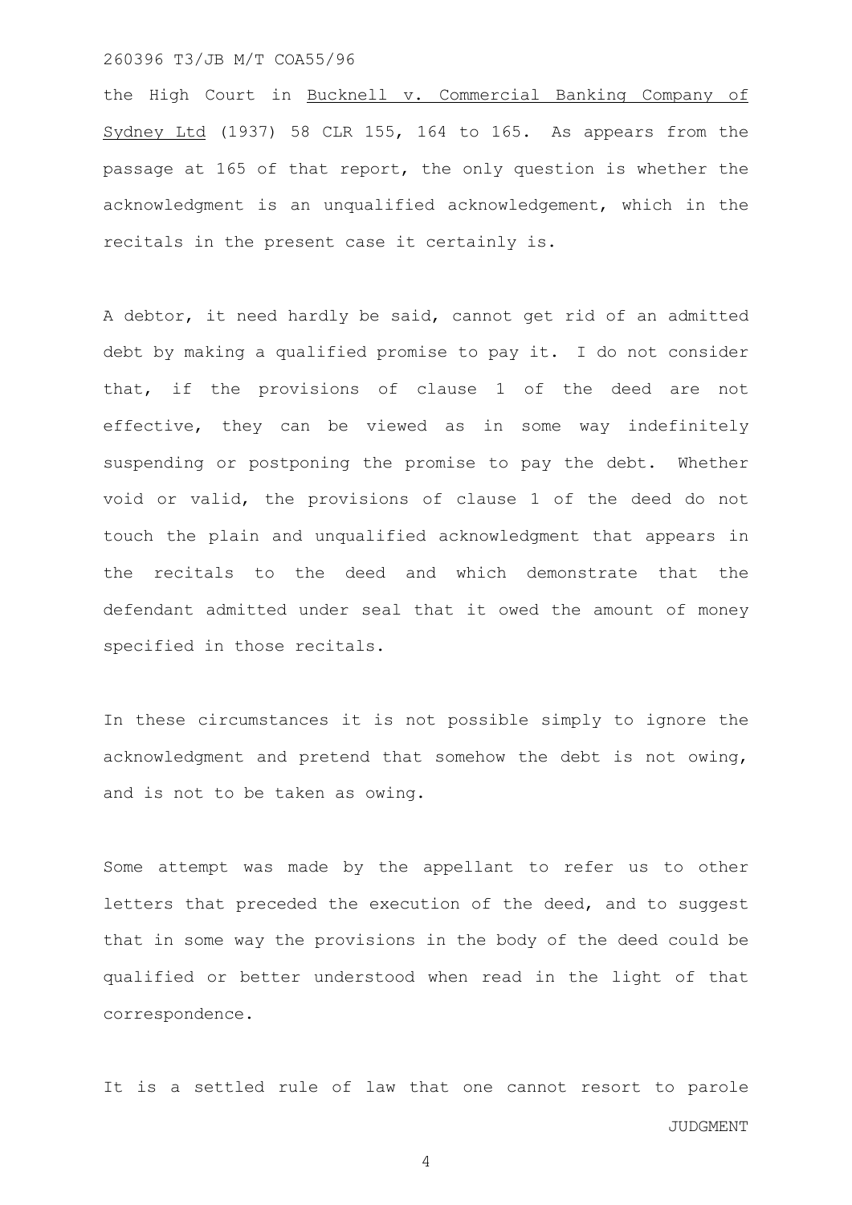the High Court in Bucknell v. Commercial Banking Company of Sydney Ltd (1937) 58 CLR 155, 164 to 165. As appears from the passage at 165 of that report, the only question is whether the acknowledgment is an unqualified acknowledgement, which in the recitals in the present case it certainly is.

A debtor, it need hardly be said, cannot get rid of an admitted debt by making a qualified promise to pay it. I do not consider that, if the provisions of clause 1 of the deed are not effective, they can be viewed as in some way indefinitely suspending or postponing the promise to pay the debt. Whether void or valid, the provisions of clause 1 of the deed do not touch the plain and unqualified acknowledgment that appears in the recitals to the deed and which demonstrate that the defendant admitted under seal that it owed the amount of money specified in those recitals.

In these circumstances it is not possible simply to ignore the acknowledgment and pretend that somehow the debt is not owing, and is not to be taken as owing.

Some attempt was made by the appellant to refer us to other letters that preceded the execution of the deed, and to suggest that in some way the provisions in the body of the deed could be qualified or better understood when read in the light of that correspondence.

It is a settled rule of law that one cannot resort to parole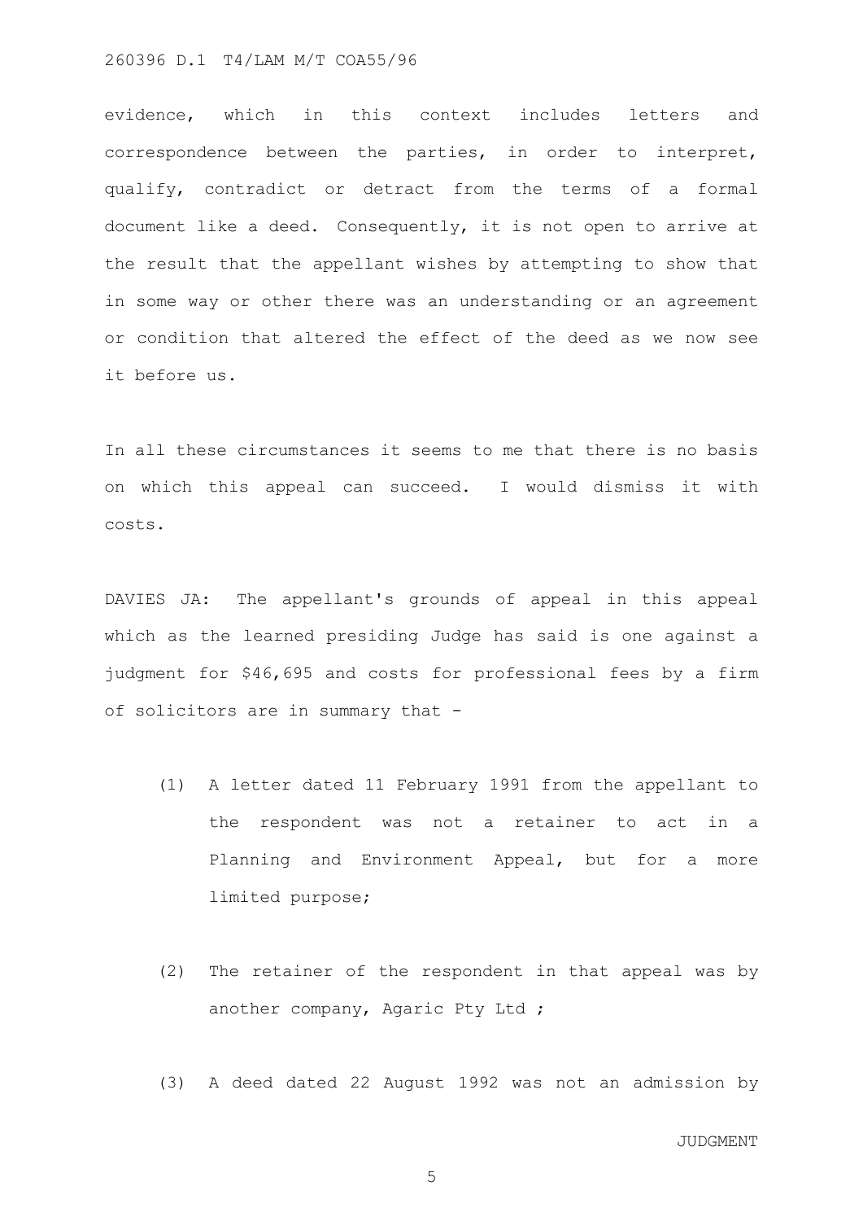evidence, which in this context includes letters and correspondence between the parties, in order to interpret, qualify, contradict or detract from the terms of a formal document like a deed. Consequently, it is not open to arrive at the result that the appellant wishes by attempting to show that in some way or other there was an understanding or an agreement or condition that altered the effect of the deed as we now see it before us.

In all these circumstances it seems to me that there is no basis on which this appeal can succeed. I would dismiss it with costs.

DAVIES JA: The appellant's grounds of appeal in this appeal which as the learned presiding Judge has said is one against a judgment for $46,695 and costs for professional fees by a firm of solicitors are in summary that -

(1) A letter dated 11 February 1991 from the appellant to the respondent was not a retainer to act in a Planning and Environment Appeal, but for a more limited purpose;

(2) The retainer of the respondent in that appeal was by another company, Agaric Pty Ltd ;

(3) A deed dated 22 August 1992 was not an admission by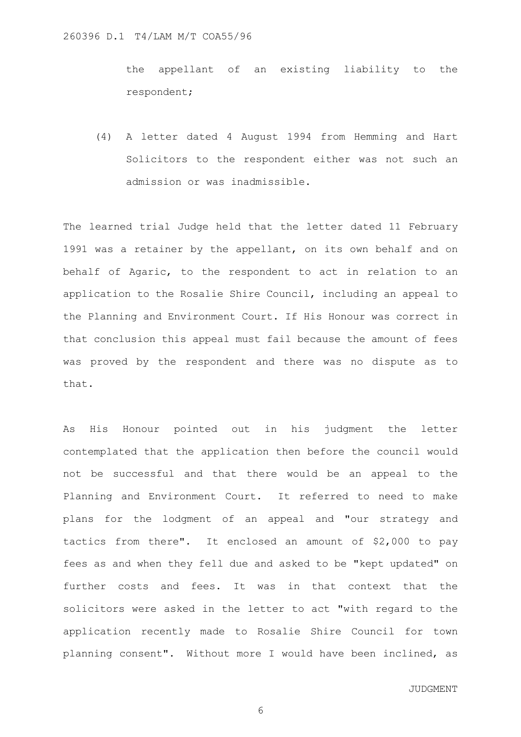the appellant of an existing liability to the respondent;

(4) A letter dated 4 August 1994 from Hemming and Hart Solicitors to the respondent either was not such an admission or was inadmissible.

The learned trial Judge held that the letter dated 11 February 1991 was a retainer by the appellant, on its own behalf and on behalf of Agaric, to the respondent to act in relation to an application to the Rosalie Shire Council, including an appeal to the Planning and Environment Court. If His Honour was correct in that conclusion this appeal must fail because the amount of fees was proved by the respondent and there was no dispute as to that.

As His Honour pointed out in his judgment the letter contemplated that the application then before the council would not be successful and that there would be an appeal to the Planning and Environment Court. It referred to need to make plans for the lodgment of an appeal and "our strategy and tactics from there". It enclosed an amount of $2,000 to pay fees as and when they fell due and asked to be "kept updated" on further costs and fees. It was in that context that the solicitors were asked in the letter to act "with regard to the application recently made to Rosalie Shire Council for town planning consent". Without more I would have been inclined, as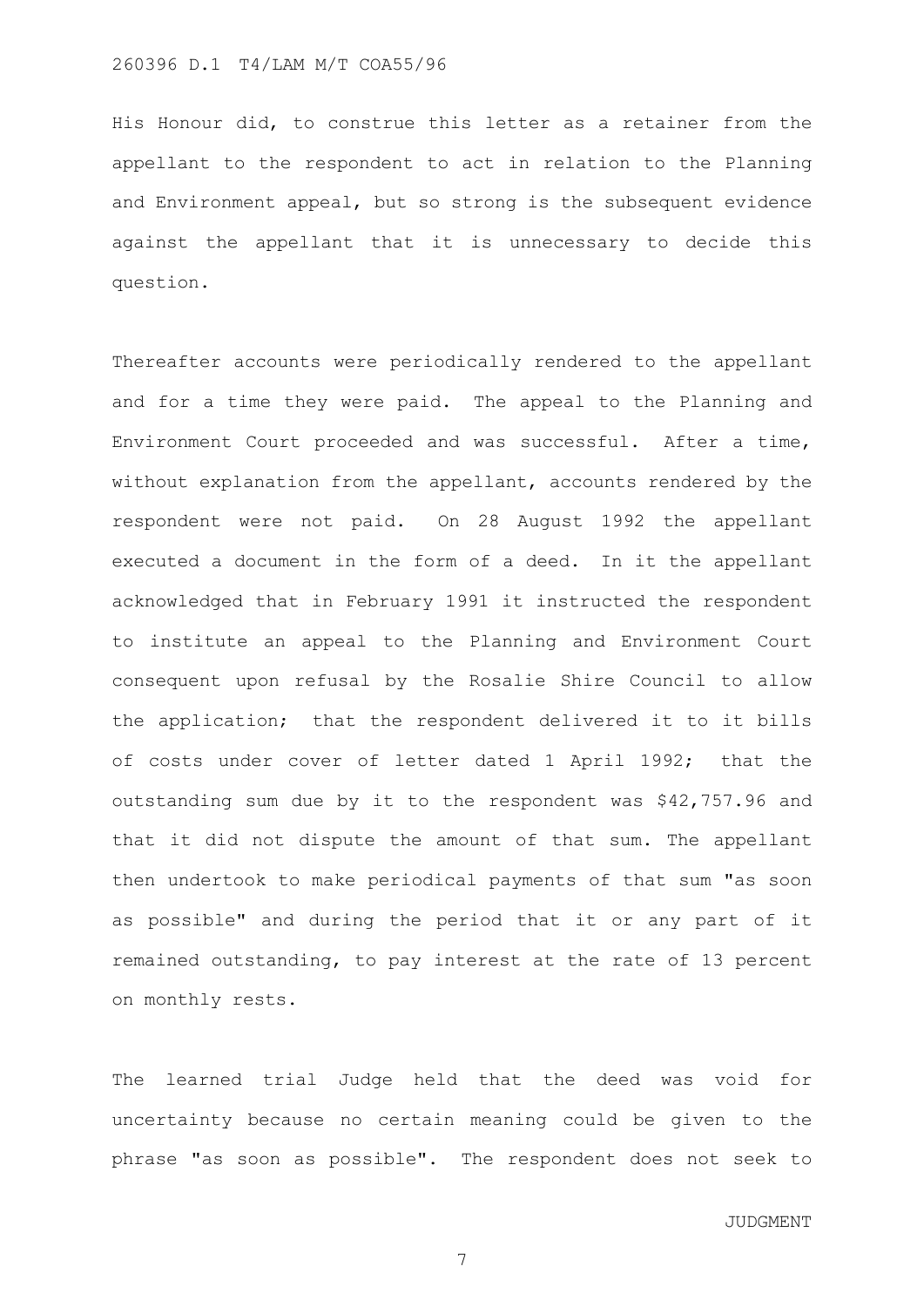His Honour did, to construe this letter as a retainer from the appellant to the respondent to act in relation to the Planning and Environment appeal, but so strong is the subsequent evidence against the appellant that it is unnecessary to decide this question.

Thereafter accounts were periodically rendered to the appellant and for a time they were paid. The appeal to the Planning and Environment Court proceeded and was successful. After a time, without explanation from the appellant, accounts rendered by the respondent were not paid. On 28 August 1992 the appellant executed a document in the form of a deed. In it the appellant acknowledged that in February 1991 it instructed the respondent to institute an appeal to the Planning and Environment Court consequent upon refusal by the Rosalie Shire Council to allow the application; that the respondent delivered it to it bills of costs under cover of letter dated 1 April 1992; that the outstanding sum due by it to the respondent was $42,757.96 and that it did not dispute the amount of that sum. The appellant then undertook to make periodical payments of that sum "as soon as possible" and during the period that it or any part of it remained outstanding, to pay interest at the rate of 13 percent on monthly rests.

The learned trial Judge held that the deed was void for uncertainty because no certain meaning could be given to the phrase "as soon as possible". The respondent does not seek to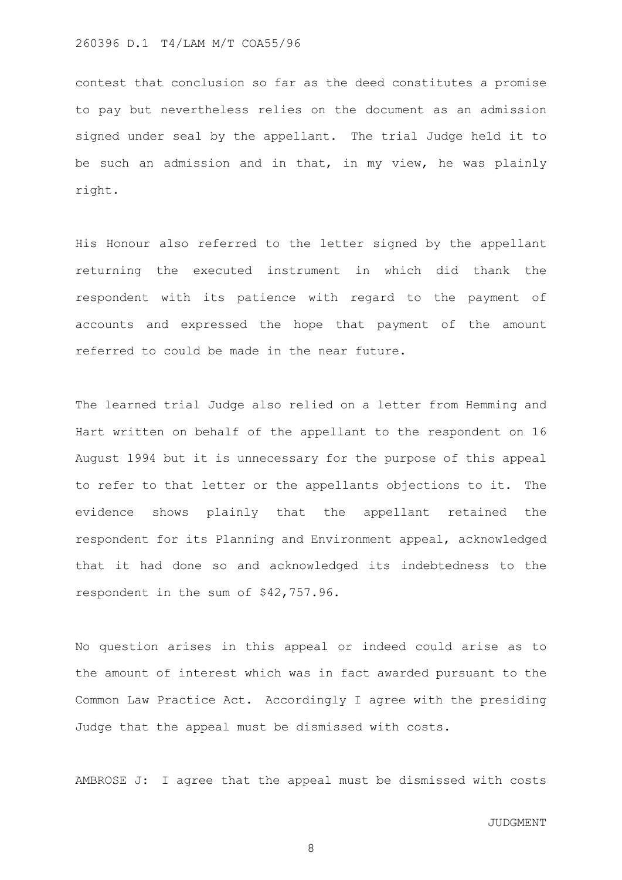contest that conclusion so far as the deed constitutes a promise to pay but nevertheless relies on the document as an admission signed under seal by the appellant. The trial Judge held it to be such an admission and in that, in my view, he was plainly right.

His Honour also referred to the letter signed by the appellant returning the executed instrument in which did thank the respondent with its patience with regard to the payment of accounts and expressed the hope that payment of the amount referred to could be made in the near future.

The learned trial Judge also relied on a letter from Hemming and Hart written on behalf of the appellant to the respondent on 16 August 1994 but it is unnecessary for the purpose of this appeal to refer to that letter or the appellants objections to it. The evidence shows plainly that the appellant retained the respondent for its Planning and Environment appeal, acknowledged that it had done so and acknowledged its indebtedness to the respondent in the sum of $42,757.96.

No question arises in this appeal or indeed could arise as to the amount of interest which was in fact awarded pursuant to the Common Law Practice Act. Accordingly I agree with the presiding Judge that the appeal must be dismissed with costs.

AMBROSE J: I agree that the appeal must be dismissed with costs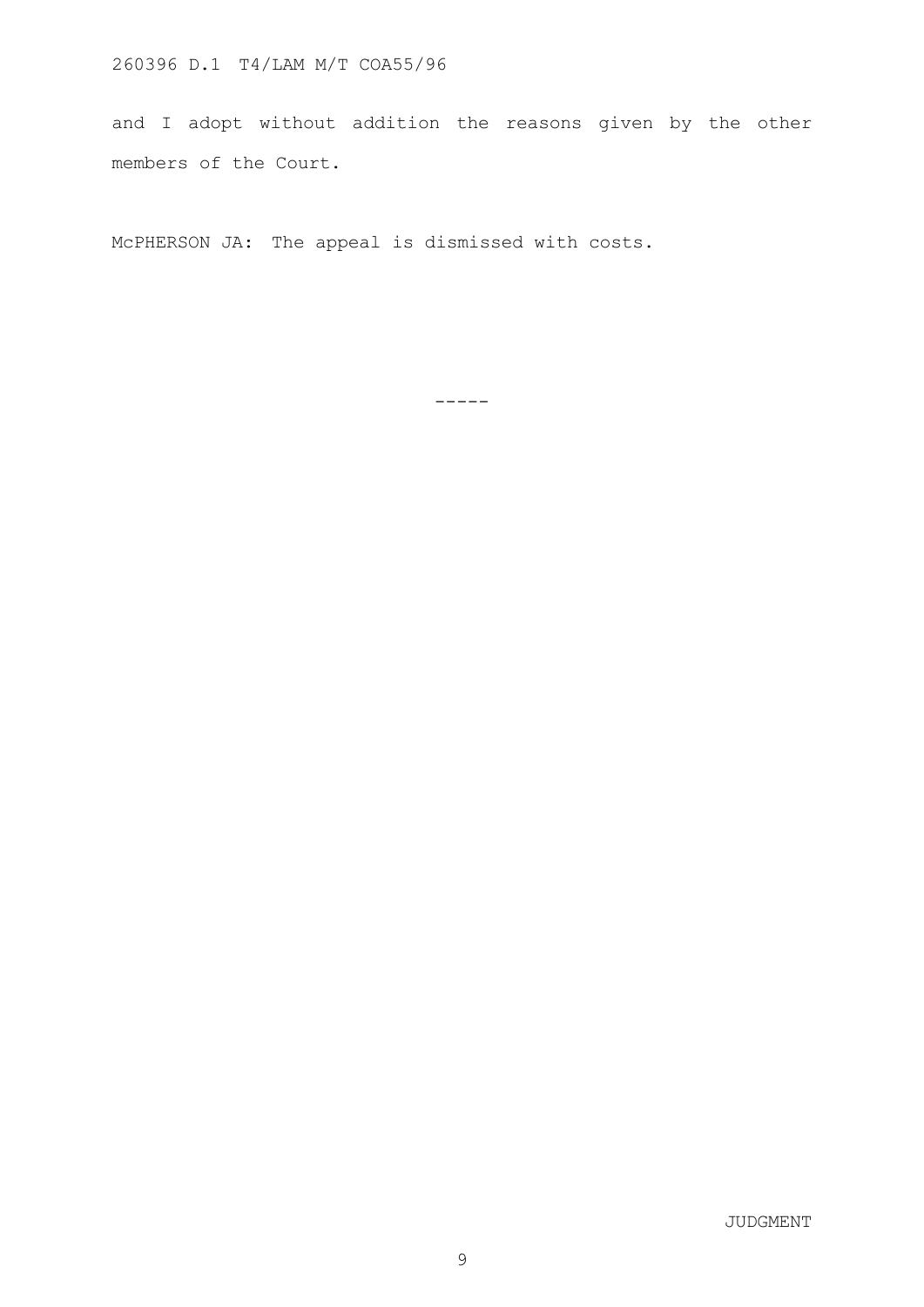and I adopt without addition the reasons given by the other members of the Court.

McPHERSON JA: The appeal is dismissed with costs.

-----